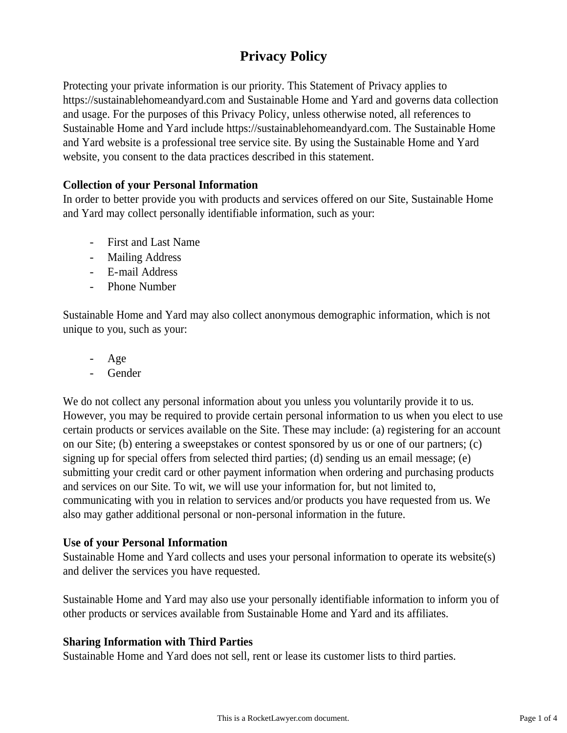# Privacy Policy

Protecting your private information is our priority. This Statement of Privacy applies to https://sustainablehomeandyard.com and Sustainable Home and Yard and governs data collection and usage. For the purposes of this Privacy Policy, unless otherwise noted, all references to Sustainable Home and Yard include https://sustainablehomeandyard.com. The Sustainable Home and Yard website is a professional tree service site. By using the Sustainable Home and Yard website, you consent to the data practices described in this statement.

**Collection of your Personal Information**
In order to better provide you with products and services offered on our Site, Sustainable Home and Yard may collect personally identifiable information, such as your:

- First and Last Name
- Mailing Address
- E-mail Address
- Phone Number

Sustainable Home and Yard may also collect anonymous demographic information, which is not unique to you, such as your:

- Age
- Gender

We do not collect any personal information about you unless you voluntarily provide it to us. However, you may be required to provide certain personal information to us when you elect to use certain products or services available on the Site. These may include: (a) registering for an account on our Site; (b) entering a sweepstakes or contest sponsored by us or one of our partners; (c) signing up for special offers from selected third parties; (d) sending us an email message; (e) submitting your credit card or other payment information when ordering and purchasing products and services on our Site. To wit, we will use your information for, but not limited to, communicating with you in relation to services and/or products you have requested from us. We also may gather additional personal or non-personal information in the future.

**Use of your Personal Information**
Sustainable Home and Yard collects and uses your personal information to operate its website(s) and deliver the services you have requested.

Sustainable Home and Yard may also use your personally identifiable information to inform you of other products or services available from Sustainable Home and Yard and its affiliates.

**Sharing Information with Third Parties**
Sustainable Home and Yard does not sell, rent or lease its customer lists to third parties.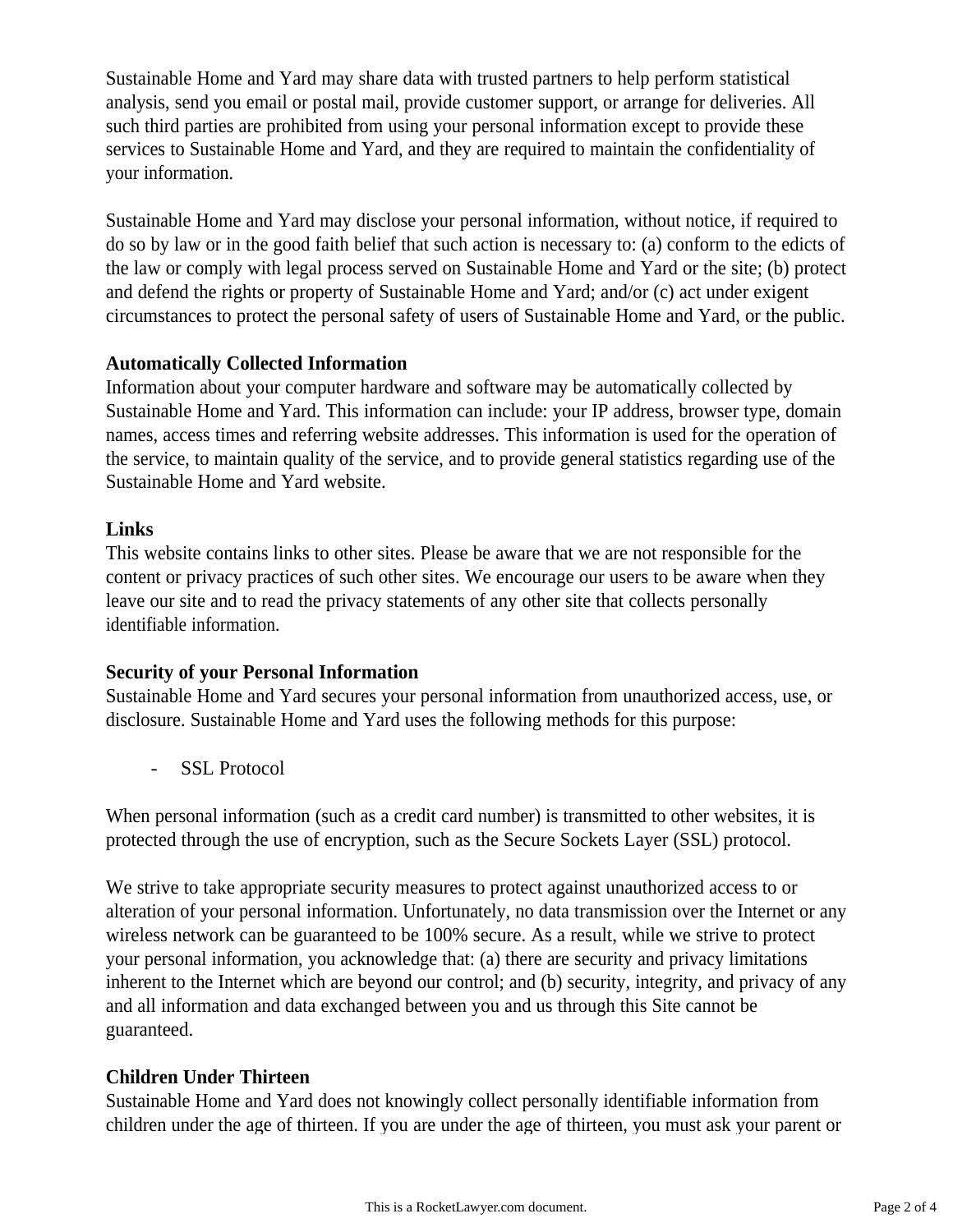Sustainable Home and Yard may share data with trusted partners to help perform statistical analysis, send you email or postal mail, provide customer support, or arrange for deliveries. All such third parties are prohibited from using your personal information except to provide these services to Sustainable Home and Yard, and they are required to maintain the confidentiality of your information.

Sustainable Home and Yard may disclose your personal information, without notice, if required to do so by law or in the good faith belief that such action is necessary to: (a) conform to the edicts of the law or comply with legal process served on Sustainable Home and Yard or the site; (b) protect and defend the rights or property of Sustainable Home and Yard; and/or (c) act under exigent circumstances to protect the personal safety of users of Sustainable Home and Yard, or the public.

**Automatically Collected Information**

Information about your computer hardware and software may be automatically collected by Sustainable Home and Yard. This information can include: your IP address, browser type, domain names, access times and referring website addresses. This information is used for the operation of the service, to maintain quality of the service, and to provide general statistics regarding use of the Sustainable Home and Yard website.

**Links**

This website contains links to other sites. Please be aware that we are not responsible for the content or privacy practices of such other sites. We encourage our users to be aware when they leave our site and to read the privacy statements of any other site that collects personally identifiable information.

**Security of your Personal Information**

Sustainable Home and Yard secures your personal information from unauthorized access, use, or disclosure. Sustainable Home and Yard uses the following methods for this purpose:

- SSL Protocol

When personal information (such as a credit card number) is transmitted to other websites, it is protected through the use of encryption, such as the Secure Sockets Layer (SSL) protocol.

We strive to take appropriate security measures to protect against unauthorized access to or alteration of your personal information. Unfortunately, no data transmission over the Internet or any wireless network can be guaranteed to be 100% secure. As a result, while we strive to protect your personal information, you acknowledge that: (a) there are security and privacy limitations inherent to the Internet which are beyond our control; and (b) security, integrity, and privacy of any and all information and data exchanged between you and us through this Site cannot be guaranteed.

**Children Under Thirteen**

Sustainable Home and Yard does not knowingly collect personally identifiable information from children under the age of thirteen. If you are under the age of thirteen, you must ask your parent or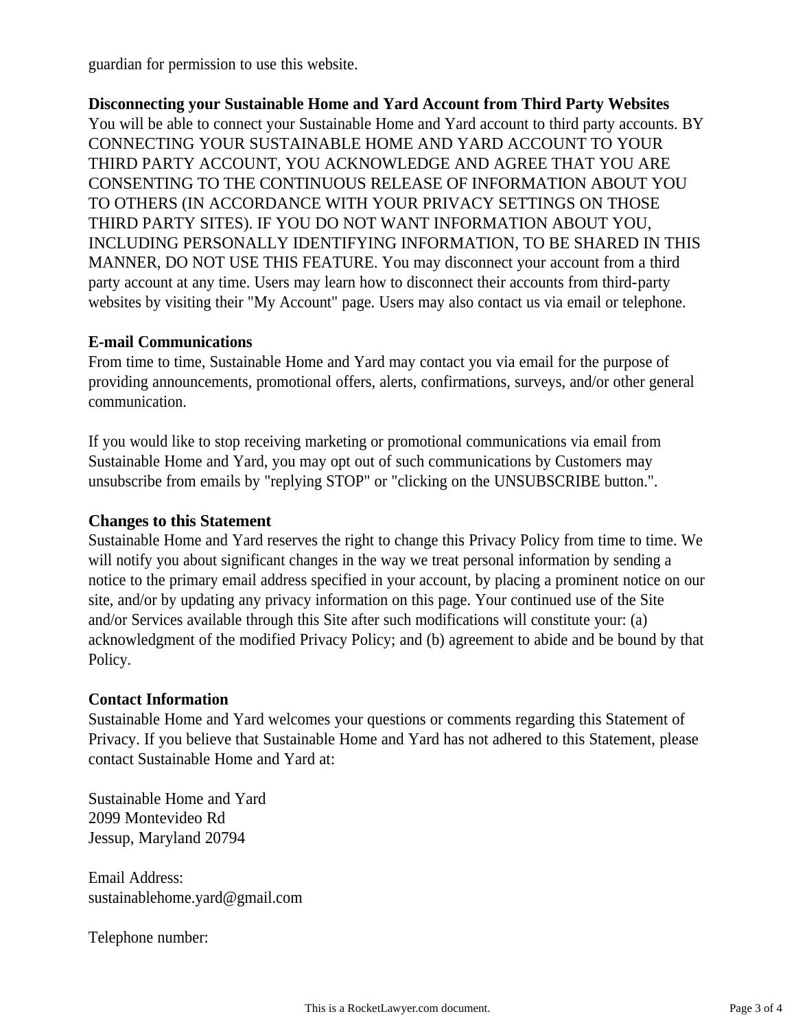guardian for permission to use this website.

**Disconnecting your Sustainable Home and Yard Account from Third Party Websites**
You will be able to connect your Sustainable Home and Yard account to third party accounts. BY CONNECTING YOUR SUSTAINABLE HOME AND YARD ACCOUNT TO YOUR THIRD PARTY ACCOUNT, YOU ACKNOWLEDGE AND AGREE THAT YOU ARE CONSENTING TO THE CONTINUOUS RELEASE OF INFORMATION ABOUT YOU TO OTHERS (IN ACCORDANCE WITH YOUR PRIVACY SETTINGS ON THOSE THIRD PARTY SITES). IF YOU DO NOT WANT INFORMATION ABOUT YOU, INCLUDING PERSONALLY IDENTIFYING INFORMATION, TO BE SHARED IN THIS MANNER, DO NOT USE THIS FEATURE. You may disconnect your account from a third party account at any time. Users may learn how to disconnect their accounts from third-party websites by visiting their "My Account" page. Users may also contact us via email or telephone.

**E-mail Communications**
From time to time, Sustainable Home and Yard may contact you via email for the purpose of providing announcements, promotional offers, alerts, confirmations, surveys, and/or other general communication.

If you would like to stop receiving marketing or promotional communications via email from Sustainable Home and Yard, you may opt out of such communications by Customers may unsubscribe from emails by "replying STOP" or "clicking on the UNSUBSCRIBE button.".

**Changes to this Statement**
Sustainable Home and Yard reserves the right to change this Privacy Policy from time to time. We will notify you about significant changes in the way we treat personal information by sending a notice to the primary email address specified in your account, by placing a prominent notice on our site, and/or by updating any privacy information on this page. Your continued use of the Site and/or Services available through this Site after such modifications will constitute your: (a) acknowledgment of the modified Privacy Policy; and (b) agreement to abide and be bound by that Policy.

**Contact Information**
Sustainable Home and Yard welcomes your questions or comments regarding this Statement of Privacy. If you believe that Sustainable Home and Yard has not adhered to this Statement, please contact Sustainable Home and Yard at:

Sustainable Home and Yard
2099 Montevideo Rd
Jessup, Maryland 20794

Email Address:
sustainablehome.yard@gmail.com

Telephone number: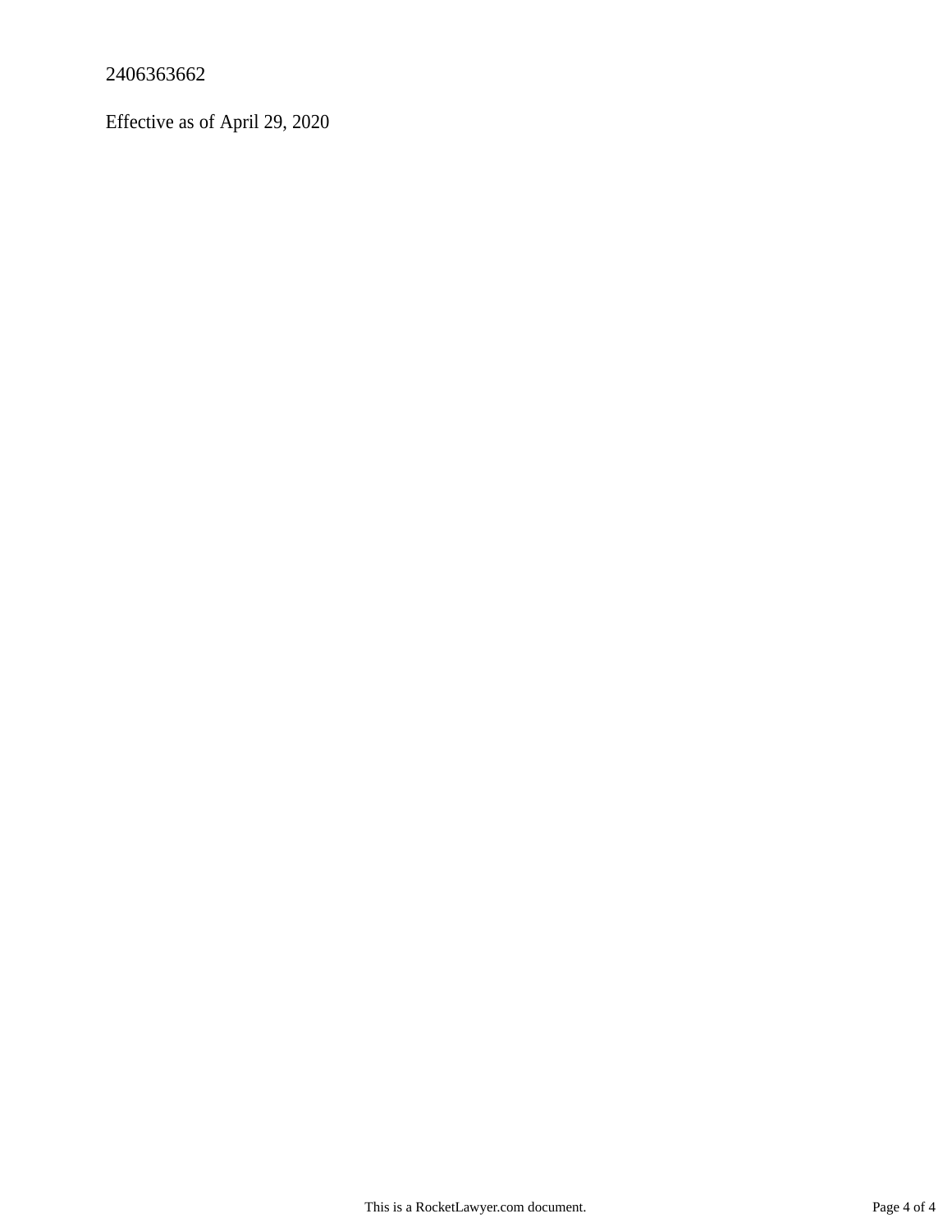2406363662

Effective as of April 29, 2020